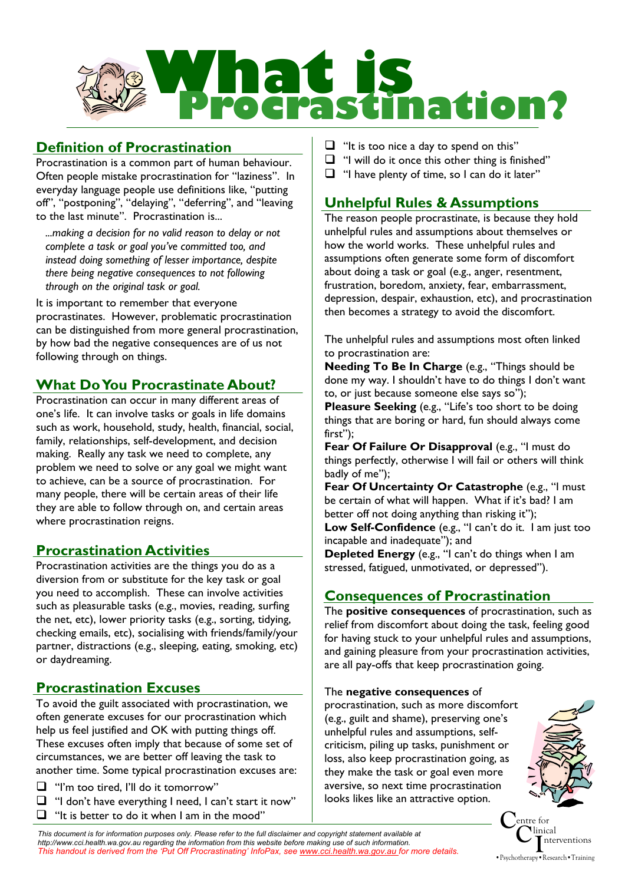# What is Procrastination?

## Definition of Procrastination

Procrastination is a common part of human behaviour. Often people mistake procrastination for "laziness". In everyday language people use definitions like, "putting off", "postponing", "delaying", "deferring", and "leaving to the last minute". Procrastination is...

> *...making a decision for no valid reason to delay or not complete a task or goal you've committed too, and instead doing something of lesser importance, despite there being negative consequences to not following through on the original task or goal.*

It is important to remember that everyone procrastinates. However, problematic procrastination can be distinguished from more general procrastination, by how bad the negative consequences are of us not following through on things.

## What Do You Procrastinate About?

Procrastination can occur in many different areas of one's life. It can involve tasks or goals in life domains such as work, household, study, health, financial, social, family, relationships, self-development, and decision making. Really any task we need to complete, any problem we need to solve or any goal we might want to achieve, can be a source of procrastination. For many people, there will be certain areas of their life they are able to follow through on, and certain areas where procrastination reigns.

## Procrastination Activities

Procrastination activities are the things you do as a diversion from or substitute for the key task or goal you need to accomplish. These can involve activities such as pleasurable tasks (e.g., movies, reading, surfing the net, etc), lower priority tasks (e.g., sorting, tidying, checking emails, etc), socialising with friends/family/your partner, distractions (e.g., sleeping, eating, smoking, etc) or daydreaming.

## Procrastination Excuses

To avoid the guilt associated with procrastination, we often generate excuses for our procrastination which help us feel justified and OK with putting things off. These excuses often imply that because of some set of circumstances, we are better off leaving the task to another time. Some typical procrastination excuses are:

- "I'm too tired, I'll do it tomorrow"
- "I don't have everything I need, I can't start it now"
- "It is better to do it when I am in the mood"
- "It is too nice a day to spend on this"
- "I will do it once this other thing is finished"
- "I have plenty of time, so I can do it later"

## Unhelpful Rules & Assumptions

The reason people procrastinate, is because they hold unhelpful rules and assumptions about themselves or how the world works. These unhelpful rules and assumptions often generate some form of discomfort about doing a task or goal (e.g., anger, resentment, frustration, boredom, anxiety, fear, embarrassment, depression, despair, exhaustion, etc), and procrastination then becomes a strategy to avoid the discomfort.

The unhelpful rules and assumptions most often linked to procrastination are:

**Needing To Be In Charge** (e.g., "Things should be done my way. I shouldn't have to do things I don't want to, or just because someone else says so");

**Pleasure Seeking** (e.g., "Life's too short to be doing things that are boring or hard, fun should always come first");

**Fear Of Failure Or Disapproval** (e.g., "I must do things perfectly, otherwise I will fail or others will think badly of me");

**Fear Of Uncertainty Or Catastrophe** (e.g., "I must be certain of what will happen. What if it's bad? I am better off not doing anything than risking it");

**Low Self-Confidence** (e.g., "I can't do it. I am just too incapable and inadequate"); and

**Depleted Energy** (e.g., "I can't do things when I am stressed, fatigued, unmotivated, or depressed").

## Consequences of Procrastination

The **positive consequences** of procrastination, such as relief from discomfort about doing the task, feeling good for having stuck to your unhelpful rules and assumptions, and gaining pleasure from your procrastination activities, are all pay-offs that keep procrastination going.

The **negative consequences** of procrastination, such as more discomfort (e.g., guilt and shame), preserving one's unhelpful rules and assumptions, self-criticism, piling up tasks, punishment or loss, also keep procrastination going, as they make the task or goal even more aversive, so next time procrastination looks likes like an attractive option.

*This document is for information purposes only. Please refer to the full disclaimer and copyright statement available at http://www.cci.health.wa.gov.au regarding the information from this website before making use of such information.*
*This handout is derived from the 'Put Off Procrastinating' InfoPax, see www.cci.health.wa.gov.au for more details.*

Centre for Clinical Interventions
• Psychotherapy • Research • Training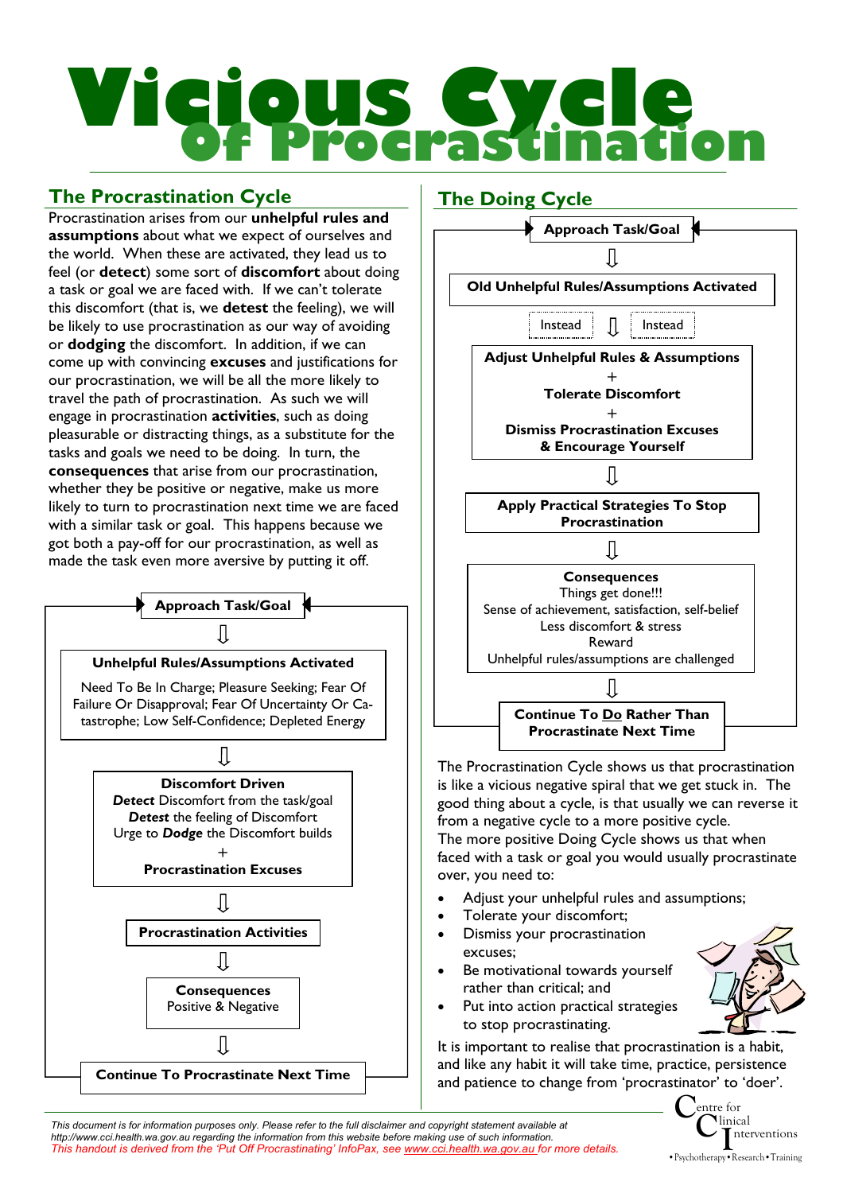# Vicious Cycle of Procrastination

## The Procrastination Cycle

Procrastination arises from our **unhelpful rules and assumptions** about what we expect of ourselves and the world. When these are activated, they lead us to feel (or **detect**) some sort of **discomfort** about doing a task or goal we are faced with. If we can't tolerate this discomfort (that is, we **detest** the feeling), we will be likely to use procrastination as our way of avoiding or **dodging** the discomfort. In addition, if we can come up with convincing **excuses** and justifications for our procrastination, we will be all the more likely to travel the path of procrastination. As such we will engage in procrastination **activities**, such as doing pleasurable or distracting things, as a substitute for the tasks and goals we need to be doing. In turn, the **consequences** that arise from our procrastination, whether they be positive or negative, make us more likely to turn to procrastination next time we are faced with a similar task or goal. This happens because we got both a pay-off for our procrastination, as well as made the task even more aversive by putting it off.

**Approach Task/Goal**

⇩

**Unhelpful Rules/Assumptions Activated**

Need To Be In Charge; Pleasure Seeking; Fear Of Failure Or Disapproval; Fear Of Uncertainty Or Catastrophe; Low Self-Confidence; Depleted Energy

⇩

**Discomfort Driven**
***Detect*** Discomfort from the task/goal
***Detest*** the feeling of Discomfort
Urge to ***Dodge*** the Discomfort builds
+
**Procrastination Excuses**

⇩

**Procrastination Activities**

⇩

**Consequences**
Positive & Negative

⇩

**Continue To Procrastinate Next Time**

(cycle returns to Approach Task/Goal)

## The Doing Cycle

**Approach Task/Goal**

⇩

**Old Unhelpful Rules/Assumptions Activated**

Instead ⇩ Instead

**Adjust Unhelpful Rules & Assumptions**
+
**Tolerate Discomfort**
+
**Dismiss Procrastination Excuses & Encourage Yourself**

⇩

**Apply Practical Strategies To Stop Procrastination**

⇩

**Consequences**
Things get done!!!
Sense of achievement, satisfaction, self-belief
Less discomfort & stress
Reward
Unhelpful rules/assumptions are challenged

⇩

**Continue To Do Rather Than Procrastinate Next Time**

(cycle returns to Approach Task/Goal)

The Procrastination Cycle shows us that procrastination is like a vicious negative spiral that we get stuck in. The good thing about a cycle, is that usually we can reverse it from a negative cycle to a more positive cycle.
The more positive Doing Cycle shows us that when faced with a task or goal you would usually procrastinate over, you need to:

- Adjust your unhelpful rules and assumptions;
- Tolerate your discomfort;
- Dismiss your procrastination excuses;
- Be motivational towards yourself rather than critical; and
- Put into action practical strategies to stop procrastinating.

It is important to realise that procrastination is a habit, and like any habit it will take time, practice, persistence and patience to change from 'procrastinator' to 'doer'.

*This document is for information purposes only. Please refer to the full disclaimer and copyright statement available at http://www.cci.health.wa.gov.au regarding the information from this website before making use of such information.*
*This handout is derived from the 'Put Off Procrastinating' InfoPax, see www.cci.health.wa.gov.au for more details.*

Centre for Clinical Interventions
• Psychotherapy • Research • Training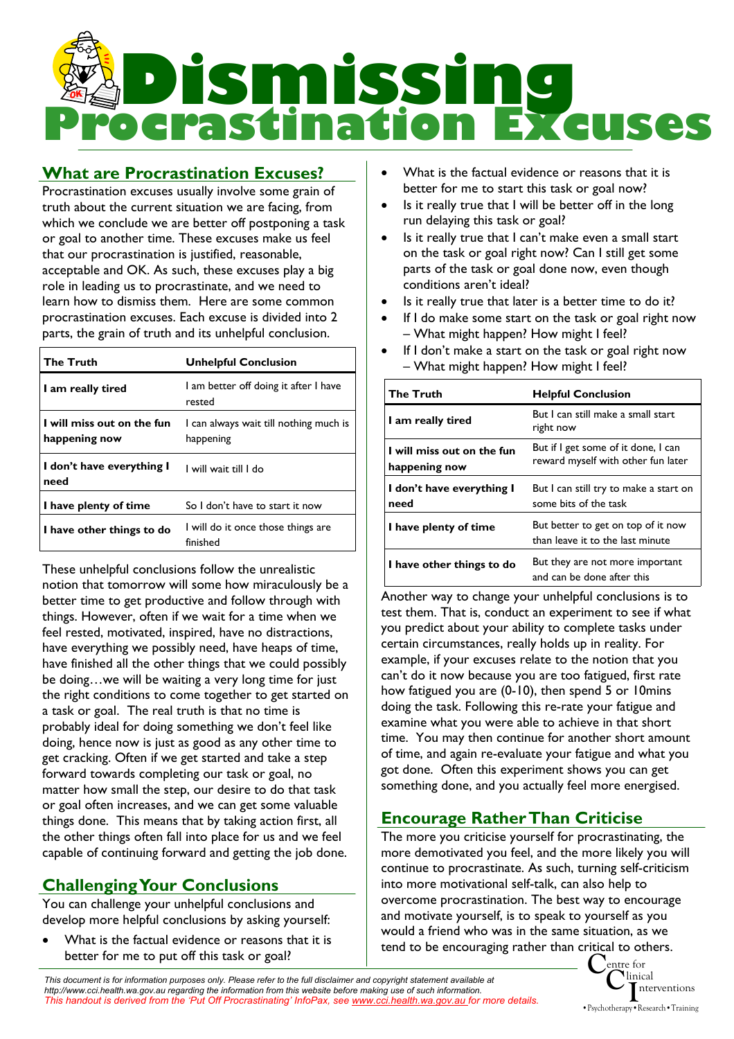# Dismissing Procrastination Excuses

## What are Procrastination Excuses?

Procrastination excuses usually involve some grain of truth about the current situation we are facing, from which we conclude we are better off postponing a task or goal to another time. These excuses make us feel that our procrastination is justified, reasonable, acceptable and OK. As such, these excuses play a big role in leading us to procrastinate, and we need to learn how to dismiss them. Here are some common procrastination excuses. Each excuse is divided into 2 parts, the grain of truth and its unhelpful conclusion.

| The Truth | Unhelpful Conclusion |
| --- | --- |
| **I am really tired** | I am better off doing it after I have rested |
| **I will miss out on the fun happening now** | I can always wait till nothing much is happening |
| **I don't have everything I need** | I will wait till I do |
| **I have plenty of time** | So I don't have to start it now |
| **I have other things to do** | I will do it once those things are finished |

These unhelpful conclusions follow the unrealistic notion that tomorrow will some how miraculously be a better time to get productive and follow through with things. However, often if we wait for a time when we feel rested, motivated, inspired, have no distractions, have everything we possibly need, have heaps of time, have finished all the other things that we could possibly be doing…we will be waiting a very long time for just the right conditions to come together to get started on a task or goal. The real truth is that no time is probably ideal for doing something we don't feel like doing, hence now is just as good as any other time to get cracking. Often if we get started and take a step forward towards completing our task or goal, no matter how small the step, our desire to do that task or goal often increases, and we can get some valuable things done. This means that by taking action first, all the other things often fall into place for us and we feel capable of continuing forward and getting the job done.

## Challenging Your Conclusions

You can challenge your unhelpful conclusions and develop more helpful conclusions by asking yourself:

- What is the factual evidence or reasons that it is better for me to put off this task or goal?
- What is the factual evidence or reasons that it is better for me to start this task or goal now?
- Is it really true that I will be better off in the long run delaying this task or goal?
- Is it really true that I can't make even a small start on the task or goal right now? Can I still get some parts of the task or goal done now, even though conditions aren't ideal?
- Is it really true that later is a better time to do it?
- If I do make some start on the task or goal right now – What might happen? How might I feel?
- If I don't make a start on the task or goal right now – What might happen? How might I feel?

| The Truth | Helpful Conclusion |
| --- | --- |
| **I am really tired** | But I can still make a small start right now |
| **I will miss out on the fun happening now** | But if I get some of it done, I can reward myself with other fun later |
| **I don't have everything I need** | But I can still try to make a start on some bits of the task |
| **I have plenty of time** | But better to get on top of it now than leave it to the last minute |
| **I have other things to do** | But they are not more important and can be done after this |

Another way to change your unhelpful conclusions is to test them. That is, conduct an experiment to see if what you predict about your ability to complete tasks under certain circumstances, really holds up in reality. For example, if your excuses relate to the notion that you can't do it now because you are too fatigued, first rate how fatigued you are (0-10), then spend 5 or 10mins doing the task. Following this re-rate your fatigue and examine what you were able to achieve in that short time. You may then continue for another short amount of time, and again re-evaluate your fatigue and what you got done. Often this experiment shows you can get something done, and you actually feel more energised.

## Encourage Rather Than Criticise

The more you criticise yourself for procrastinating, the more demotivated you feel, and the more likely you will continue to procrastinate. As such, turning self-criticism into more motivational self-talk, can also help to overcome procrastination. The best way to encourage and motivate yourself, is to speak to yourself as you would a friend who was in the same situation, as we tend to be encouraging rather than critical to others.

*This document is for information purposes only. Please refer to the full disclaimer and copyright statement available at http://www.cci.health.wa.gov.au regarding the information from this website before making use of such information.*
*This handout is derived from the 'Put Off Procrastinating' InfoPax, see www.cci.health.wa.gov.au for more details.*

Centre for Clinical Interventions
• Psychotherapy • Research • Training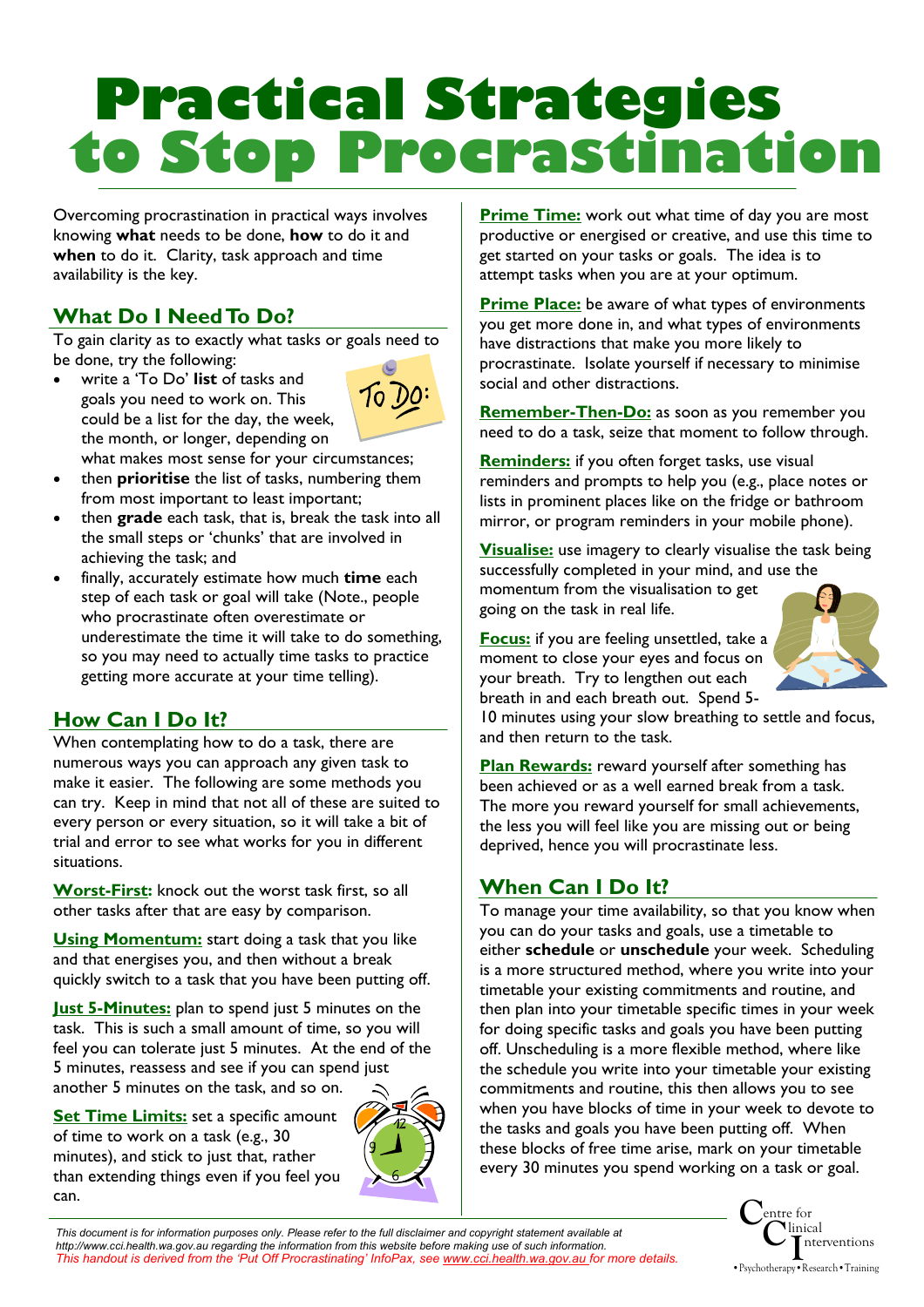# Practical Strategies to Stop Procrastination

Overcoming procrastination in practical ways involves knowing **what** needs to be done, **how** to do it and **when** to do it. Clarity, task approach and time availability is the key.

## What Do I Need To Do?

To gain clarity as to exactly what tasks or goals need to be done, try the following:

- write a 'To Do' **list** of tasks and goals you need to work on. This could be a list for the day, the week, the month, or longer, depending on what makes most sense for your circumstances;
- then **prioritise** the list of tasks, numbering them from most important to least important;
- then **grade** each task, that is, break the task into all the small steps or 'chunks' that are involved in achieving the task; and
- finally, accurately estimate how much **time** each step of each task or goal will take (Note., people who procrastinate often overestimate or underestimate the time it will take to do something, so you may need to actually time tasks to practice getting more accurate at your time telling).

## How Can I Do It?

When contemplating how to do a task, there are numerous ways you can approach any given task to make it easier. The following are some methods you can try. Keep in mind that not all of these are suited to every person or every situation, so it will take a bit of trial and error to see what works for you in different situations.

**Worst-First:** knock out the worst task first, so all other tasks after that are easy by comparison.

**Using Momentum:** start doing a task that you like and that energises you, and then without a break quickly switch to a task that you have been putting off.

**Just 5-Minutes:** plan to spend just 5 minutes on the task. This is such a small amount of time, so you will feel you can tolerate just 5 minutes. At the end of the 5 minutes, reassess and see if you can spend just another 5 minutes on the task, and so on.

**Set Time Limits:** set a specific amount of time to work on a task (e.g., 30 minutes), and stick to just that, rather than extending things even if you feel you can.

**Prime Time:** work out what time of day you are most productive or energised or creative, and use this time to get started on your tasks or goals. The idea is to attempt tasks when you are at your optimum.

**Prime Place:** be aware of what types of environments you get more done in, and what types of environments have distractions that make you more likely to procrastinate. Isolate yourself if necessary to minimise social and other distractions.

**Remember-Then-Do:** as soon as you remember you need to do a task, seize that moment to follow through.

**Reminders:** if you often forget tasks, use visual reminders and prompts to help you (e.g., place notes or lists in prominent places like on the fridge or bathroom mirror, or program reminders in your mobile phone).

**Visualise:** use imagery to clearly visualise the task being successfully completed in your mind, and use the momentum from the visualisation to get going on the task in real life.

**Focus:** if you are feeling unsettled, take a moment to close your eyes and focus on your breath. Try to lengthen out each breath in and each breath out. Spend 5-10 minutes using your slow breathing to settle and focus, and then return to the task.

**Plan Rewards:** reward yourself after something has been achieved or as a well earned break from a task. The more you reward yourself for small achievements, the less you will feel like you are missing out or being deprived, hence you will procrastinate less.

## When Can I Do It?

To manage your time availability, so that you know when you can do your tasks and goals, use a timetable to either **schedule** or **unschedule** your week. Scheduling is a more structured method, where you write into your timetable your existing commitments and routine, and then plan into your timetable specific times in your week for doing specific tasks and goals you have been putting off. Unscheduling is a more flexible method, where like the schedule you write into your timetable your existing commitments and routine, this then allows you to see when you have blocks of time in your week to devote to the tasks and goals you have been putting off. When these blocks of free time arise, mark on your timetable every 30 minutes you spend working on a task or goal.

*This document is for information purposes only. Please refer to the full disclaimer and copyright statement available at http://www.cci.health.wa.gov.au regarding the information from this website before making use of such information.*
*This handout is derived from the 'Put Off Procrastinating' InfoPax, see www.cci.health.wa.gov.au for more details.*

Centre for Clinical Interventions
• Psychotherapy • Research • Training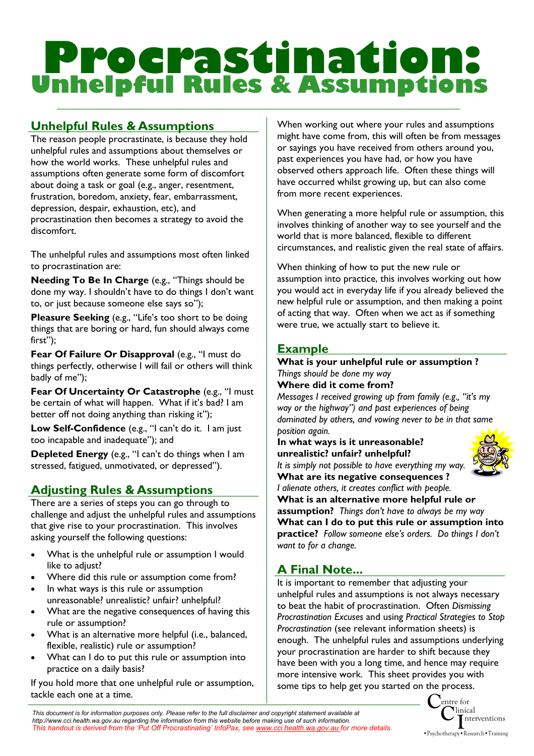// Procrastination: Unhelpful Rules & Assumptions

## Unhelpful Rules & Assumptions

The reason people procrastinate, is because they hold unhelpful rules and assumptions about themselves or how the world works. These unhelpful rules and assumptions often generate some form of discomfort about doing a task or goal (e.g., anger, resentment, frustration, boredom, anxiety, fear, embarrassment, depression, despair, exhaustion, etc), and procrastination then becomes a strategy to avoid the discomfort.

The unhelpful rules and assumptions most often linked to procrastination are:

**Needing To Be In Charge** (e.g., "Things should be done my way. I shouldn't have to do things I don't want to, or just because someone else says so");

**Pleasure Seeking** (e.g., "Life's too short to be doing things that are boring or hard, fun should always come first");

**Fear Of Failure Or Disapproval** (e.g., "I must do things perfectly, otherwise I will fail or others will think badly of me");

**Fear Of Uncertainty Or Catastrophe** (e.g., "I must be certain of what will happen. What if it's bad? I am better off not doing anything than risking it");

**Low Self-Confidence** (e.g., "I can't do it. I am just too incapable and inadequate"); and

**Depleted Energy** (e.g., "I can't do things when I am stressed, fatigued, unmotivated, or depressed").

## Adjusting Rules & Assumptions

There are a series of steps you can go through to challenge and adjust the unhelpful rules and assumptions that give rise to your procrastination. This involves asking yourself the following questions:

- What is the unhelpful rule or assumption I would like to adjust?
- Where did this rule or assumption come from?
- In what ways is this rule or assumption unreasonable? unrealistic? unfair? unhelpful?
- What are the negative consequences of having this rule or assumption?
- What is an alternative more helpful (i.e., balanced, flexible, realistic) rule or assumption?
- What can I do to put this rule or assumption into practice on a daily basis?

If you hold more that one unhelpful rule or assumption, tackle each one at a time.

When working out where your rules and assumptions might have come from, this will often be from messages or sayings you have received from others around you, past experiences you have had, or how you have observed others approach life. Often these things will have occurred whilst growing up, but can also come from more recent experiences.

When generating a more helpful rule or assumption, this involves thinking of another way to see yourself and the world that is more balanced, flexible to different circumstances, and realistic given the real state of affairs.

When thinking of how to put the new rule or assumption into practice, this involves working out how you would act in everyday life if you already believed the new helpful rule or assumption, and then making a point of acting that way. Often when we act as if something were true, we actually start to believe it.

## Example

**What is your unhelpful rule or assumption ?**
*Things should be done my way*

**Where did it come from?**
*Messages I received growing up from family (e.g., "it's my way or the highway") and past experiences of being dominated by others, and vowing never to be in that same position again.*

**In what ways is it unreasonable? unrealistic? unfair? unhelpful?**
*It is simply not possible to have everything my way.*

**What are its negative consequences ?**
*I alienate others, it creates conflict with people.*

**What is an alternative more helpful rule or assumption?** *Things don't have to always be my way*

**What can I do to put this rule or assumption into practice?** *Follow someone else's orders. Do things I don't want to for a change.*

## A Final Note...

It is important to remember that adjusting your unhelpful rules and assumptions is not always necessary to beat the habit of procrastination. Often *Dismissing Procrastination Excuses* and using *Practical Strategies to Stop Procrastination* (see relevant information sheets) is enough. The unhelpful rules and assumptions underlying your procrastination are harder to shift because they have been with you a long time, and hence may require more intensive work. This sheet provides you with some tips to help get you started on the process.

*This document is for information purposes only. Please refer to the full disclaimer and copyright statement available at http://www.cci.health.wa.gov.au regarding the information from this website before making use of such information.*
*This handout is derived from the 'Put Off Procrastinating' InfoPax, see www.cci.health.wa.gov.au for more details.*

Centre for Clinical Interventions
• Psychotherapy • Research • Training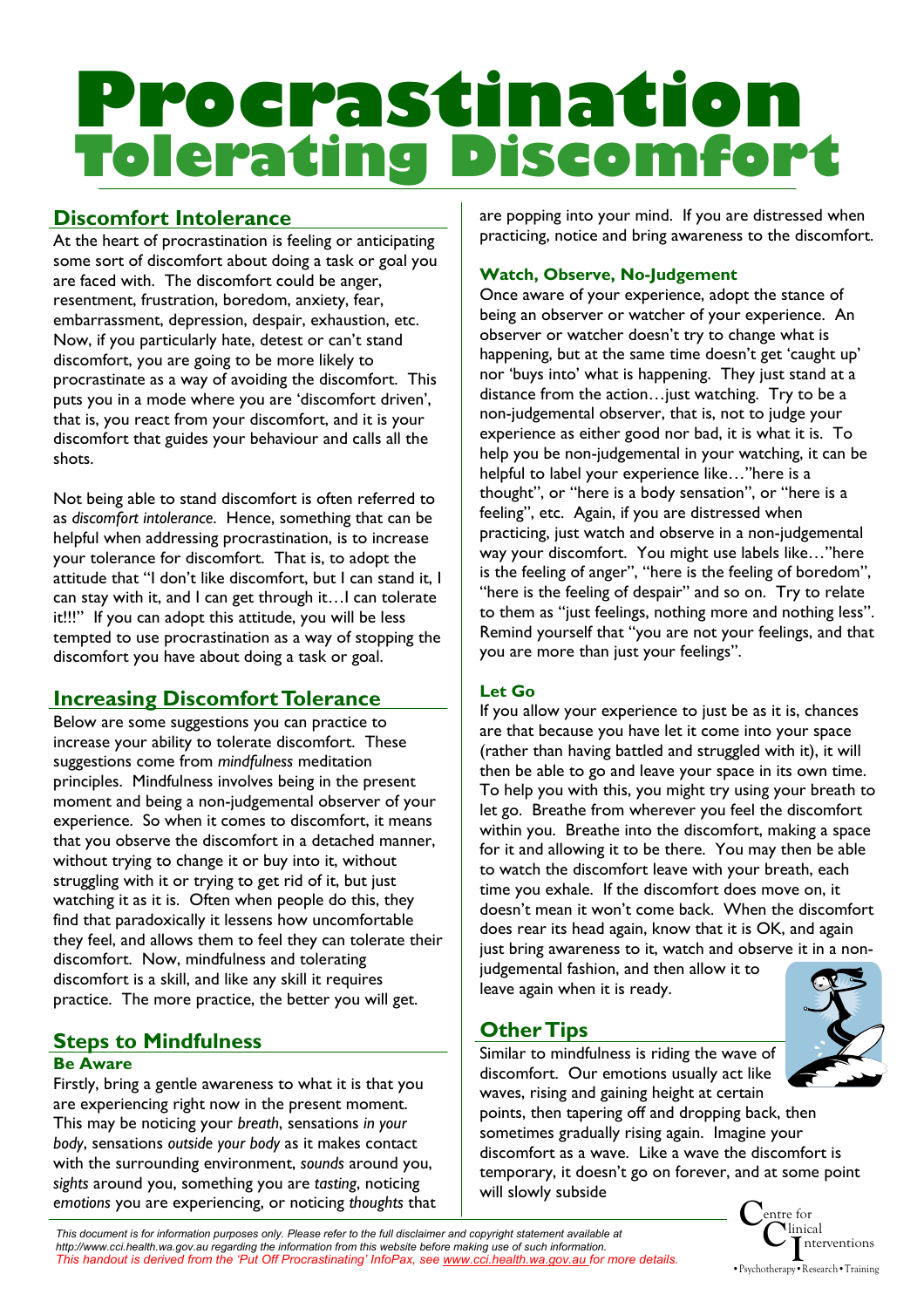# Procrastination
## Tolerating Discomfort

## Discomfort Intolerance

At the heart of procrastination is feeling or anticipating some sort of discomfort about doing a task or goal you are faced with. The discomfort could be anger, resentment, frustration, boredom, anxiety, fear, embarrassment, depression, despair, exhaustion, etc. Now, if you particularly hate, detest or can't stand discomfort, you are going to be more likely to procrastinate as a way of avoiding the discomfort. This puts you in a mode where you are 'discomfort driven', that is, you react from your discomfort, and it is your discomfort that guides your behaviour and calls all the shots.

Not being able to stand discomfort is often referred to as *discomfort intolerance*. Hence, something that can be helpful when addressing procrastination, is to increase your tolerance for discomfort. That is, to adopt the attitude that "I don't like discomfort, but I can stand it, I can stay with it, and I can get through it…I can tolerate it!!!" If you can adopt this attitude, you will be less tempted to use procrastination as a way of stopping the discomfort you have about doing a task or goal.

## Increasing Discomfort Tolerance

Below are some suggestions you can practice to increase your ability to tolerate discomfort. These suggestions come from *mindfulness* meditation principles. Mindfulness involves being in the present moment and being a non-judgemental observer of your experience. So when it comes to discomfort, it means that you observe the discomfort in a detached manner, without trying to change it or buy into it, without struggling with it or trying to get rid of it, but just watching it as it is. Often when people do this, they find that paradoxically it lessens how uncomfortable they feel, and allows them to feel they can tolerate their discomfort. Now, mindfulness and tolerating discomfort is a skill, and like any skill it requires practice. The more practice, the better you will get.

## Steps to Mindfulness

### Be Aware

Firstly, bring a gentle awareness to what it is that you are experiencing right now in the present moment. This may be noticing your *breath*, sensations *in your body*, sensations *outside your body* as it makes contact with the surrounding environment, *sounds* around you, *sights* around you, something you are *tasting*, noticing *emotions* you are experiencing, or noticing *thoughts* that are popping into your mind. If you are distressed when practicing, notice and bring awareness to the discomfort.

### Watch, Observe, No-Judgement

Once aware of your experience, adopt the stance of being an observer or watcher of your experience. An observer or watcher doesn't try to change what is happening, but at the same time doesn't get 'caught up' nor 'buys into' what is happening. They just stand at a distance from the action…just watching. Try to be a non-judgemental observer, that is, not to judge your experience as either good nor bad, it is what it is. To help you be non-judgemental in your watching, it can be helpful to label your experience like…"here is a thought", or "here is a body sensation", or "here is a feeling", etc. Again, if you are distressed when practicing, just watch and observe in a non-judgemental way your discomfort. You might use labels like…"here is the feeling of anger", "here is the feeling of boredom", "here is the feeling of despair" and so on. Try to relate to them as "just feelings, nothing more and nothing less". Remind yourself that "you are not your feelings, and that you are more than just your feelings".

### Let Go

If you allow your experience to just be as it is, chances are that because you have let it come into your space (rather than having battled and struggled with it), it will then be able to go and leave your space in its own time. To help you with this, you might try using your breath to let go. Breathe from wherever you feel the discomfort within you. Breathe into the discomfort, making a space for it and allowing it to be there. You may then be able to watch the discomfort leave with your breath, each time you exhale. If the discomfort does move on, it doesn't mean it won't come back. When the discomfort does rear its head again, know that it is OK, and again just bring awareness to it, watch and observe it in a non-judgemental fashion, and then allow it to leave again when it is ready.

## Other Tips

Similar to mindfulness is riding the wave of discomfort. Our emotions usually act like waves, rising and gaining height at certain points, then tapering off and dropping back, then sometimes gradually rising again. Imagine your discomfort as a wave. Like a wave the discomfort is temporary, it doesn't go on forever, and at some point will slowly subside

*This document is for information purposes only. Please refer to the full disclaimer and copyright statement available at http://www.cci.health.wa.gov.au regarding the information from this website before making use of such information.*
*This handout is derived from the 'Put Off Procrastinating' InfoPax, see www.cci.health.wa.gov.au for more details.*

Centre for Clinical Interventions
• Psychotherapy • Research • Training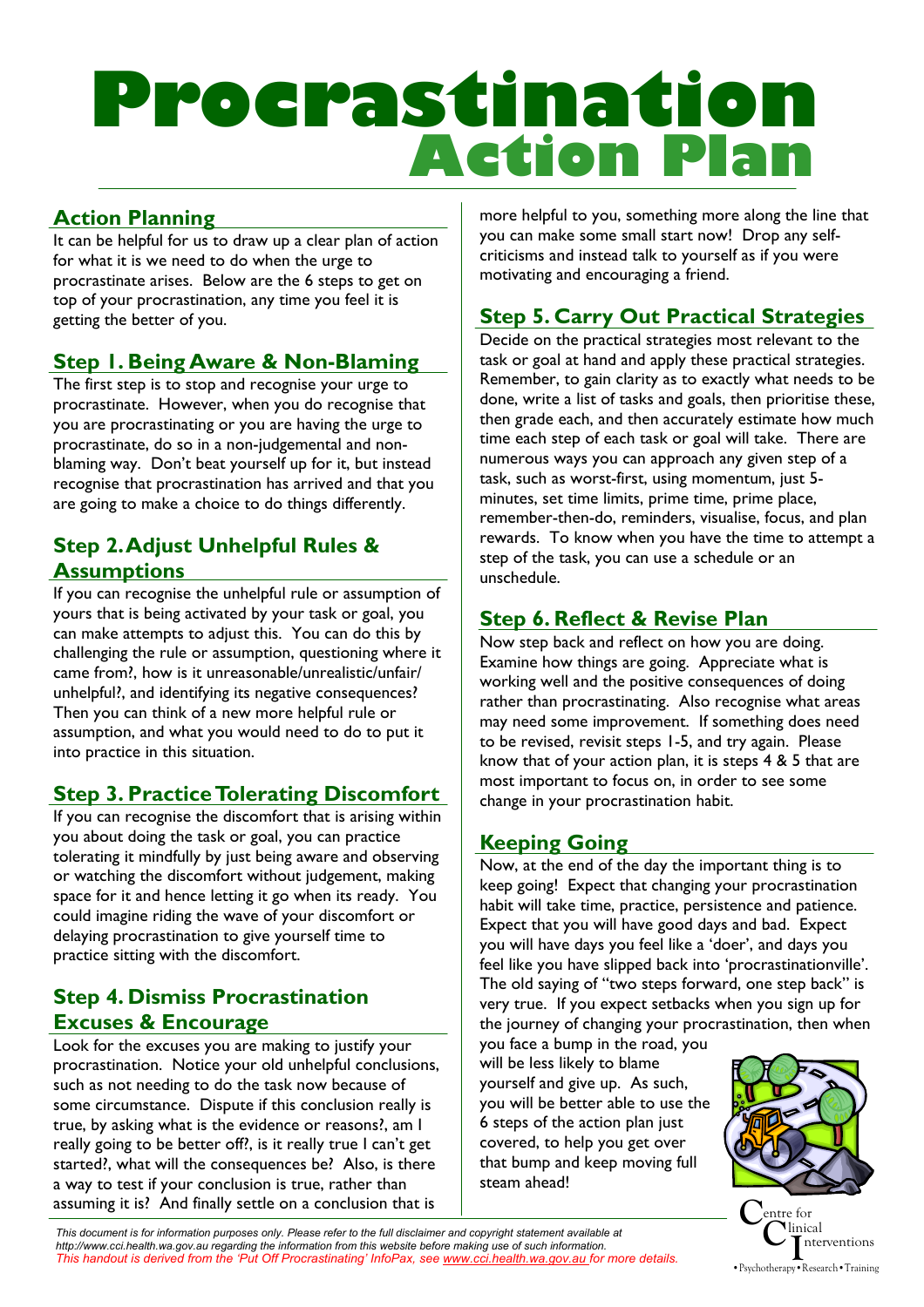# Procrastination Action Plan

## Action Planning

It can be helpful for us to draw up a clear plan of action for what it is we need to do when the urge to procrastinate arises. Below are the 6 steps to get on top of your procrastination, any time you feel it is getting the better of you.

## Step 1. Being Aware & Non-Blaming

The first step is to stop and recognise your urge to procrastinate. However, when you do recognise that you are procrastinating or you are having the urge to procrastinate, do so in a non-judgemental and non-blaming way. Don't beat yourself up for it, but instead recognise that procrastination has arrived and that you are going to make a choice to do things differently.

## Step 2. Adjust Unhelpful Rules & Assumptions

If you can recognise the unhelpful rule or assumption of yours that is being activated by your task or goal, you can make attempts to adjust this. You can do this by challenging the rule or assumption, questioning where it came from?, how is it unreasonable/unrealistic/unfair/unhelpful?, and identifying its negative consequences? Then you can think of a new more helpful rule or assumption, and what you would need to do to put it into practice in this situation.

## Step 3. Practice Tolerating Discomfort

If you can recognise the discomfort that is arising within you about doing the task or goal, you can practice tolerating it mindfully by just being aware and observing or watching the discomfort without judgement, making space for it and hence letting it go when its ready. You could imagine riding the wave of your discomfort or delaying procrastination to give yourself time to practice sitting with the discomfort.

## Step 4. Dismiss Procrastination Excuses & Encourage

Look for the excuses you are making to justify your procrastination. Notice your old unhelpful conclusions, such as not needing to do the task now because of some circumstance. Dispute if this conclusion really is true, by asking what is the evidence or reasons?, am I really going to be better off?, is it really true I can't get started?, what will the consequences be? Also, is there a way to test if your conclusion is true, rather than assuming it is? And finally settle on a conclusion that is more helpful to you, something more along the line that you can make some small start now! Drop any self-criticisms and instead talk to yourself as if you were motivating and encouraging a friend.

## Step 5. Carry Out Practical Strategies

Decide on the practical strategies most relevant to the task or goal at hand and apply these practical strategies. Remember, to gain clarity as to exactly what needs to be done, write a list of tasks and goals, then prioritise these, then grade each, and then accurately estimate how much time each step of each task or goal will take. There are numerous ways you can approach any given step of a task, such as worst-first, using momentum, just 5-minutes, set time limits, prime time, prime place, remember-then-do, reminders, visualise, focus, and plan rewards. To know when you have the time to attempt a step of the task, you can use a schedule or an unschedule.

## Step 6. Reflect & Revise Plan

Now step back and reflect on how you are doing. Examine how things are going. Appreciate what is working well and the positive consequences of doing rather than procrastinating. Also recognise what areas may need some improvement. If something does need to be revised, revisit steps 1-5, and try again. Please know that of your action plan, it is steps 4 & 5 that are most important to focus on, in order to see some change in your procrastination habit.

## Keeping Going

Now, at the end of the day the important thing is to keep going! Expect that changing your procrastination habit will take time, practice, persistence and patience. Expect that you will have good days and bad. Expect you will have days you feel like a 'doer', and days you feel like you have slipped back into 'procrastinationville'. The old saying of "two steps forward, one step back" is very true. If you expect setbacks when you sign up for the journey of changing your procrastination, then when you face a bump in the road, you will be less likely to blame yourself and give up. As such, you will be better able to use the 6 steps of the action plan just covered, to help you get over that bump and keep moving full steam ahead!

*This document is for information purposes only. Please refer to the full disclaimer and copyright statement available at http://www.cci.health.wa.gov.au regarding the information from this website before making use of such information.*

*This handout is derived from the 'Put Off Procrastinating' InfoPax, see www.cci.health.wa.gov.au for more details.*

Centre for Clinical Interventions
• Psychotherapy • Research • Training